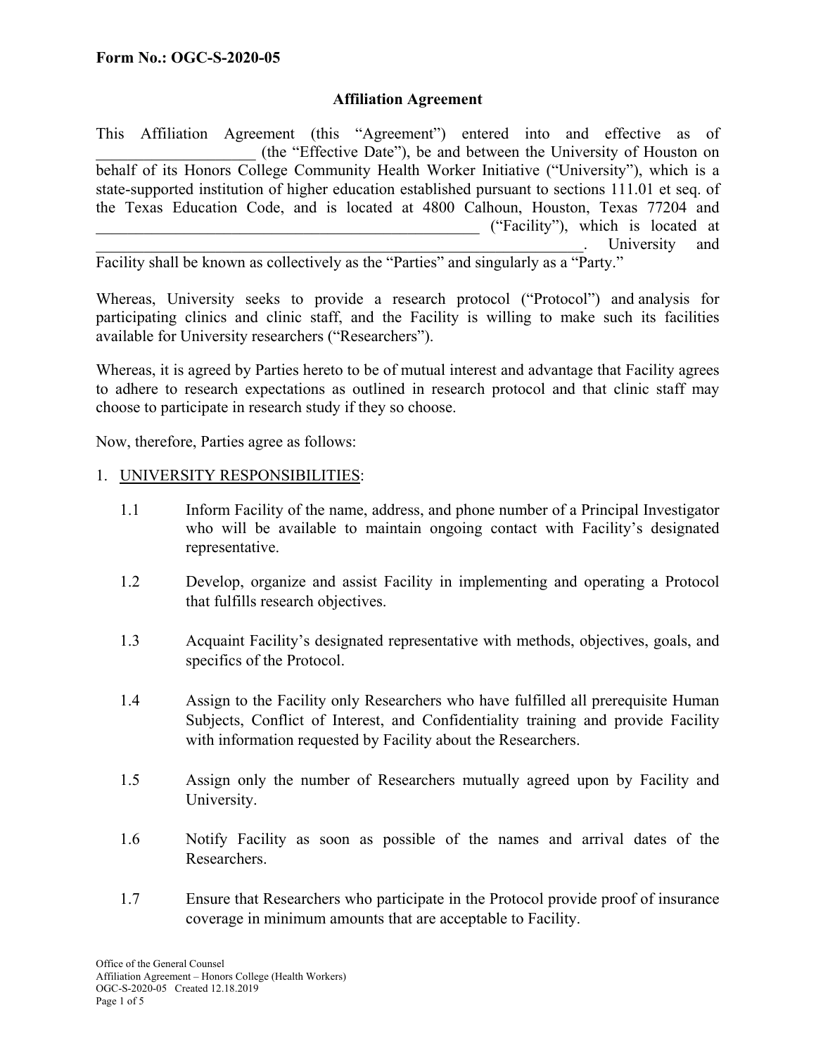**Form No.: OGC-S-2020-05**

**Affiliation Agreement**

This Affiliation Agreement (this "Agreement") entered into and effective as of ____________________ (the "Effective Date"), be and between the University of Houston on behalf of its Honors College Community Health Worker Initiative ("University"), which is a state-supported institution of higher education established pursuant to sections 111.01 et seq. of the Texas Education Code, and is located at 4800 Calhoun, Houston, Texas 77204 and __________________________________________________ ("Facility"), which is located at _______________________________________________________________. University and Facility shall be known as collectively as the "Parties" and singularly as a "Party."

Whereas, University seeks to provide a research protocol ("Protocol") and analysis for participating clinics and clinic staff, and the Facility is willing to make such its facilities available for University researchers ("Researchers").

Whereas, it is agreed by Parties hereto to be of mutual interest and advantage that Facility agrees to adhere to research expectations as outlined in research protocol and that clinic staff may choose to participate in research study if they so choose.

Now, therefore, Parties agree as follows:

1. UNIVERSITY RESPONSIBILITIES:

    1.1 Inform Facility of the name, address, and phone number of a Principal Investigator who will be available to maintain ongoing contact with Facility's designated representative.

    1.2 Develop, organize and assist Facility in implementing and operating a Protocol that fulfills research objectives.

    1.3 Acquaint Facility's designated representative with methods, objectives, goals, and specifics of the Protocol.

    1.4 Assign to the Facility only Researchers who have fulfilled all prerequisite Human Subjects, Conflict of Interest, and Confidentiality training and provide Facility with information requested by Facility about the Researchers.

    1.5 Assign only the number of Researchers mutually agreed upon by Facility and University.

    1.6 Notify Facility as soon as possible of the names and arrival dates of the Researchers.

    1.7 Ensure that Researchers who participate in the Protocol provide proof of insurance coverage in minimum amounts that are acceptable to Facility.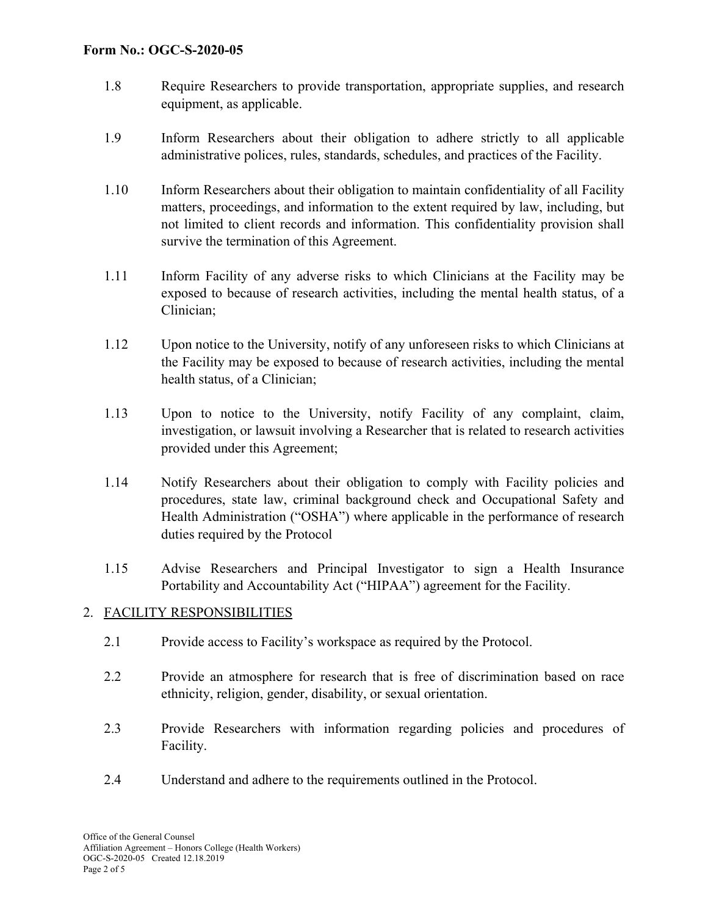1.8 Require Researchers to provide transportation, appropriate supplies, and research equipment, as applicable.

1.9 Inform Researchers about their obligation to adhere strictly to all applicable administrative polices, rules, standards, schedules, and practices of the Facility.

1.10 Inform Researchers about their obligation to maintain confidentiality of all Facility matters, proceedings, and information to the extent required by law, including, but not limited to client records and information. This confidentiality provision shall survive the termination of this Agreement.

1.11 Inform Facility of any adverse risks to which Clinicians at the Facility may be exposed to because of research activities, including the mental health status, of a Clinician;

1.12 Upon notice to the University, notify of any unforeseen risks to which Clinicians at the Facility may be exposed to because of research activities, including the mental health status, of a Clinician;

1.13 Upon to notice to the University, notify Facility of any complaint, claim, investigation, or lawsuit involving a Researcher that is related to research activities provided under this Agreement;

1.14 Notify Researchers about their obligation to comply with Facility policies and procedures, state law, criminal background check and Occupational Safety and Health Administration ("OSHA") where applicable in the performance of research duties required by the Protocol

1.15 Advise Researchers and Principal Investigator to sign a Health Insurance Portability and Accountability Act ("HIPAA") agreement for the Facility.

## 2. FACILITY RESPONSIBILITIES

2.1 Provide access to Facility's workspace as required by the Protocol.

2.2 Provide an atmosphere for research that is free of discrimination based on race ethnicity, religion, gender, disability, or sexual orientation.

2.3 Provide Researchers with information regarding policies and procedures of Facility.

2.4 Understand and adhere to the requirements outlined in the Protocol.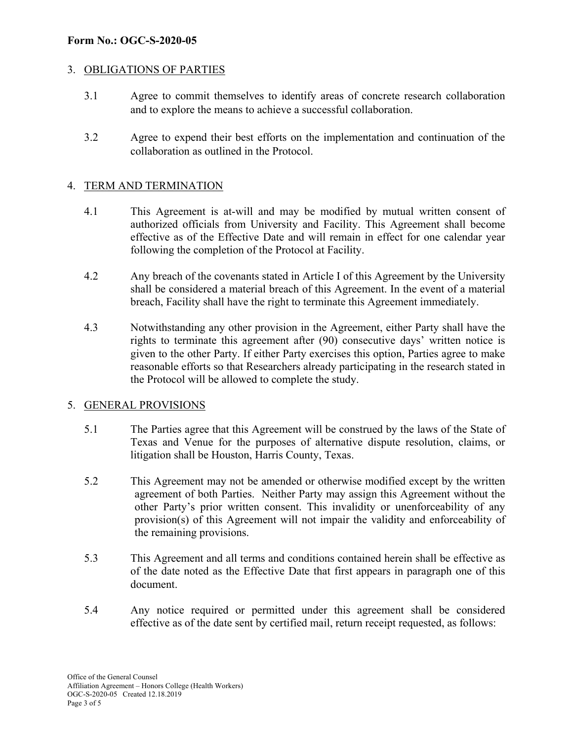**Form No.: OGC-S-2020-05**

3. OBLIGATIONS OF PARTIES

3.1 Agree to commit themselves to identify areas of concrete research collaboration and to explore the means to achieve a successful collaboration.

3.2 Agree to expend their best efforts on the implementation and continuation of the collaboration as outlined in the Protocol.

4. TERM AND TERMINATION

4.1 This Agreement is at-will and may be modified by mutual written consent of authorized officials from University and Facility. This Agreement shall become effective as of the Effective Date and will remain in effect for one calendar year following the completion of the Protocol at Facility.

4.2 Any breach of the covenants stated in Article I of this Agreement by the University shall be considered a material breach of this Agreement. In the event of a material breach, Facility shall have the right to terminate this Agreement immediately.

4.3 Notwithstanding any other provision in the Agreement, either Party shall have the rights to terminate this agreement after (90) consecutive days' written notice is given to the other Party. If either Party exercises this option, Parties agree to make reasonable efforts so that Researchers already participating in the research stated in the Protocol will be allowed to complete the study.

5. GENERAL PROVISIONS

5.1 The Parties agree that this Agreement will be construed by the laws of the State of Texas and Venue for the purposes of alternative dispute resolution, claims, or litigation shall be Houston, Harris County, Texas.

5.2 This Agreement may not be amended or otherwise modified except by the written agreement of both Parties. Neither Party may assign this Agreement without the other Party's prior written consent. This invalidity or unenforceability of any provision(s) of this Agreement will not impair the validity and enforceability of the remaining provisions.

5.3 This Agreement and all terms and conditions contained herein shall be effective as of the date noted as the Effective Date that first appears in paragraph one of this document.

5.4 Any notice required or permitted under this agreement shall be considered effective as of the date sent by certified mail, return receipt requested, as follows:

Office of the General Counsel
Affiliation Agreement – Honors College (Health Workers)
OGC-S-2020-05 Created 12.18.2019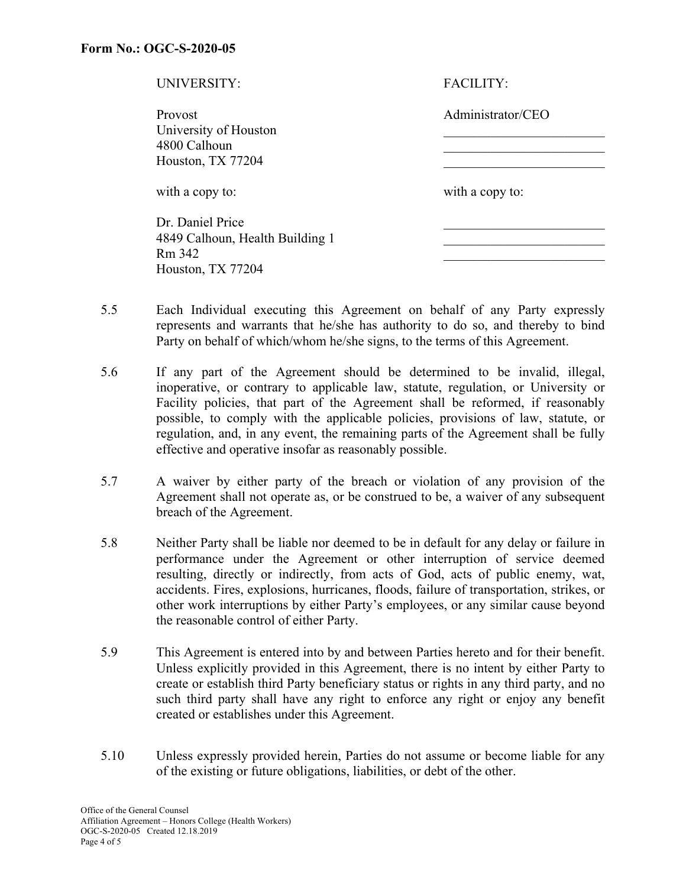**Form No.: OGC-S-2020-05**

| UNIVERSITY: | FACILITY: |
|---|---|
| Provost<br>University of Houston<br>4800 Calhoun<br>Houston, TX 77204 | Administrator/CEO<br>\_\_\_\_\_\_\_\_\_\_\_\_\_\_\_\_\_\_\_\_\_\_\_\_<br>\_\_\_\_\_\_\_\_\_\_\_\_\_\_\_\_\_\_\_\_\_\_\_\_<br>\_\_\_\_\_\_\_\_\_\_\_\_\_\_\_\_\_\_\_\_\_\_\_\_ |
| with a copy to: | with a copy to: |
| Dr. Daniel Price<br>4849 Calhoun, Health Building 1<br>Rm 342<br>Houston, TX 77204 | \_\_\_\_\_\_\_\_\_\_\_\_\_\_\_\_\_\_\_\_\_\_\_\_<br>\_\_\_\_\_\_\_\_\_\_\_\_\_\_\_\_\_\_\_\_\_\_\_\_<br>\_\_\_\_\_\_\_\_\_\_\_\_\_\_\_\_\_\_\_\_\_\_\_\_ |

5.5 Each Individual executing this Agreement on behalf of any Party expressly represents and warrants that he/she has authority to do so, and thereby to bind Party on behalf of which/whom he/she signs, to the terms of this Agreement.

5.6 If any part of the Agreement should be determined to be invalid, illegal, inoperative, or contrary to applicable law, statute, regulation, or University or Facility policies, that part of the Agreement shall be reformed, if reasonably possible, to comply with the applicable policies, provisions of law, statute, or regulation, and, in any event, the remaining parts of the Agreement shall be fully effective and operative insofar as reasonably possible.

5.7 A waiver by either party of the breach or violation of any provision of the Agreement shall not operate as, or be construed to be, a waiver of any subsequent breach of the Agreement.

5.8 Neither Party shall be liable nor deemed to be in default for any delay or failure in performance under the Agreement or other interruption of service deemed resulting, directly or indirectly, from acts of God, acts of public enemy, wat, accidents. Fires, explosions, hurricanes, floods, failure of transportation, strikes, or other work interruptions by either Party's employees, or any similar cause beyond the reasonable control of either Party.

5.9 This Agreement is entered into by and between Parties hereto and for their benefit. Unless explicitly provided in this Agreement, there is no intent by either Party to create or establish third Party beneficiary status or rights in any third party, and no such third party shall have any right to enforce any right or enjoy any benefit created or establishes under this Agreement.

5.10 Unless expressly provided herein, Parties do not assume or become liable for any of the existing or future obligations, liabilities, or debt of the other.

Office of the General Counsel
Affiliation Agreement – Honors College (Health Workers)
OGC-S-2020-05 Created 12.18.2019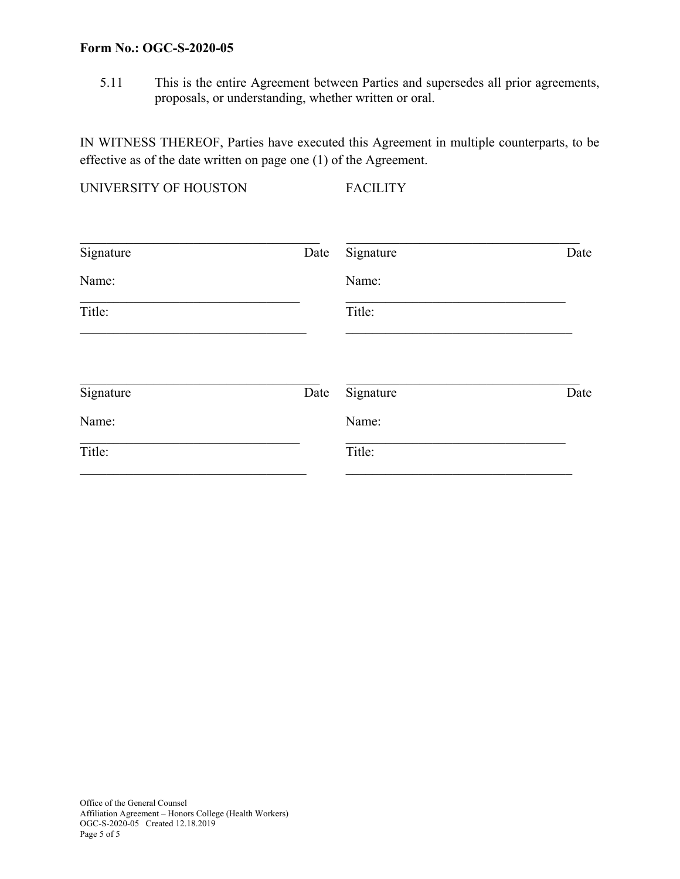**Form No.: OGC-S-2020-05**

5.11 This is the entire Agreement between Parties and supersedes all prior agreements, proposals, or understanding, whether written or oral.

IN WITNESS THEREOF, Parties have executed this Agreement in multiple counterparts, to be effective as of the date written on page one (1) of the Agreement.

| UNIVERSITY OF HOUSTON | | FACILITY | |
|---|---|---|---|
| ___________________________________ | | ___________________________________ | |
| Signature | Date | Signature | Date |
| Name: ______________________________ | | Name: ______________________________ | |
| Title: ______________________________ | | Title: ______________________________ | |
| ___________________________________ | | ___________________________________ | |
| Signature | Date | Signature | Date |
| Name: ______________________________ | | Name: ______________________________ | |
| Title: ______________________________ | | Title: ______________________________ | |

Office of the General Counsel
Affiliation Agreement – Honors College (Health Workers)
OGC-S-2020-05 Created 12.18.2019